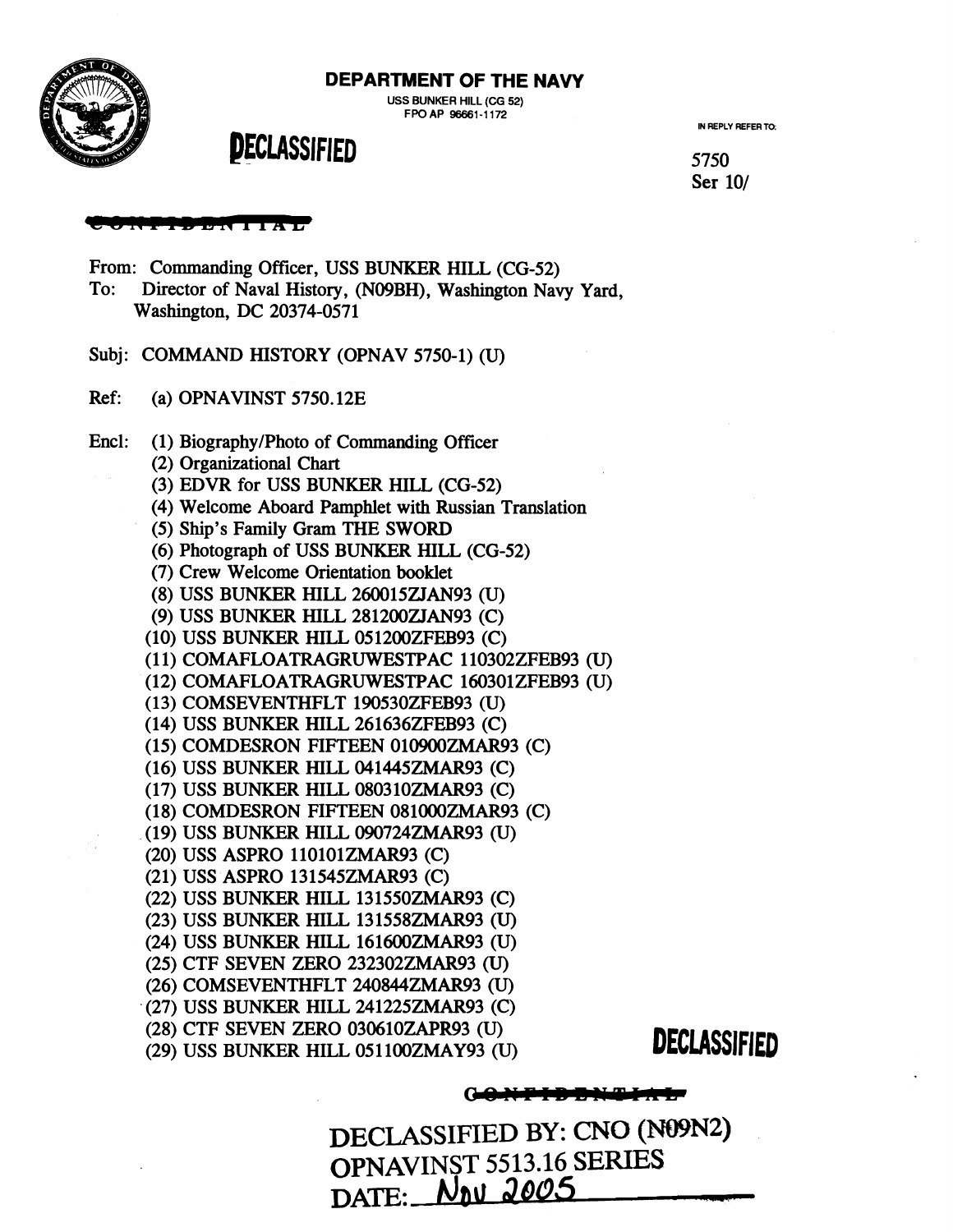**DEPARTMENT OF THE NAVY**

USS BUNKER HILL (CG 52)
FPO AP 96661-1172

**DECLASSIFIED**

IN REPLY REFER TO:

5750
Ser 10/

~~CONFIDENTIAL~~

From: Commanding Officer, USS BUNKER HILL (CG-52)
To: Director of Naval History, (N09BH), Washington Navy Yard, Washington, DC 20374-0571

Subj: COMMAND HISTORY (OPNAV 5750-1) (U)

Ref: (a) OPNAVINST 5750.12E

Encl:
(1) Biography/Photo of Commanding Officer
(2) Organizational Chart
(3) EDVR for USS BUNKER HILL (CG-52)
(4) Welcome Aboard Pamphlet with Russian Translation
(5) Ship's Family Gram THE SWORD
(6) Photograph of USS BUNKER HILL (CG-52)
(7) Crew Welcome Orientation booklet
(8) USS BUNKER HILL 260015ZJAN93 (U)
(9) USS BUNKER HILL 281200ZJAN93 (C)
(10) USS BUNKER HILL 051200ZFEB93 (C)
(11) COMAFLOATRAGRUWESTPAC 110302ZFEB93 (U)
(12) COMAFLOATRAGRUWESTPAC 160301ZFEB93 (U)
(13) COMSEVENTHFLT 190530ZFEB93 (U)
(14) USS BUNKER HILL 261636ZFEB93 (C)
(15) COMDESRON FIFTEEN 010900ZMAR93 (C)
(16) USS BUNKER HILL 041445ZMAR93 (C)
(17) USS BUNKER HILL 080310ZMAR93 (C)
(18) COMDESRON FIFTEEN 081000ZMAR93 (C)
(19) USS BUNKER HILL 090724ZMAR93 (U)
(20) USS ASPRO 110101ZMAR93 (C)
(21) USS ASPRO 131545ZMAR93 (C)
(22) USS BUNKER HILL 131550ZMAR93 (C)
(23) USS BUNKER HILL 131558ZMAR93 (U)
(24) USS BUNKER HILL 161600ZMAR93 (U)
(25) CTF SEVEN ZERO 232302ZMAR93 (U)
(26) COMSEVENTHFLT 240844ZMAR93 (U)
(27) USS BUNKER HILL 241225ZMAR93 (C)
(28) CTF SEVEN ZERO 030610ZAPR93 (U)
(29) USS BUNKER HILL 051100ZMAY93 (U)

**DECLASSIFIED**

~~CONFIDENTIAL~~

DECLASSIFIED BY: CNO (N09N2)
OPNAVINST 5513.16 SERIES
DATE: Nov 2005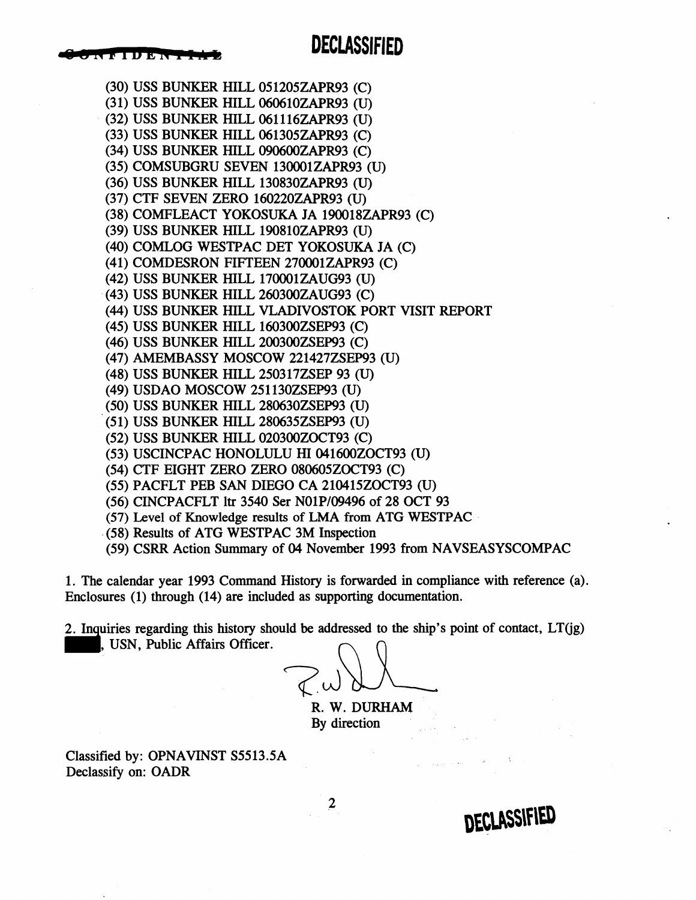DECLASSIFIED

(30) USS BUNKER HILL 051205ZAPR93 (C)
(31) USS BUNKER HILL 060610ZAPR93 (U)
(32) USS BUNKER HILL 061116ZAPR93 (U)
(33) USS BUNKER HILL 061305ZAPR93 (C)
(34) USS BUNKER HILL 090600ZAPR93 (C)
(35) COMSUBGRU SEVEN 130001ZAPR93 (U)
(36) USS BUNKER HILL 130830ZAPR93 (U)
(37) CTF SEVEN ZERO 160220ZAPR93 (U)
(38) COMFLEACT YOKOSUKA JA 190018ZAPR93 (C)
(39) USS BUNKER HILL 190810ZAPR93 (U)
(40) COMLOG WESTPAC DET YOKOSUKA JA (C)
(41) COMDESRON FIFTEEN 270001ZAPR93 (C)
(42) USS BUNKER HILL 170001ZAUG93 (U)
(43) USS BUNKER HILL 260300ZAUG93 (C)
(44) USS BUNKER HILL VLADIVOSTOK PORT VISIT REPORT
(45) USS BUNKER HILL 160300ZSEP93 (C)
(46) USS BUNKER HILL 200300ZSEP93 (C)
(47) AMEMBASSY MOSCOW 221427ZSEP93 (U)
(48) USS BUNKER HILL 250317ZSEP 93 (U)
(49) USDAO MOSCOW 251130ZSEP93 (U)
(50) USS BUNKER HILL 280630ZSEP93 (U)
(51) USS BUNKER HILL 280635ZSEP93 (U)
(52) USS BUNKER HILL 020300ZOCT93 (C)
(53) USCINCPAC HONOLULU HI 041600ZOCT93 (U)
(54) CTF EIGHT ZERO ZERO 080605ZOCT93 (C)
(55) PACFLT PEB SAN DIEGO CA 210415ZOCT93 (U)
(56) CINCPACFLT ltr 3540 Ser N01P/09496 of 28 OCT 93
(57) Level of Knowledge results of LMA from ATG WESTPAC
(58) Results of ATG WESTPAC 3M Inspection
(59) CSRR Action Summary of 04 November 1993 from NAVSEASYSCOMPAC

1. The calendar year 1993 Command History is forwarded in compliance with reference (a). Enclosures (1) through (14) are included as supporting documentation.

2. Inquiries regarding this history should be addressed to the ship's point of contact, LT(jg) ████, USN, Public Affairs Officer.

R. W. DURHAM
By direction

Classified by: OPNAVINST S5513.5A
Declassify on: OADR

DECLASSIFIED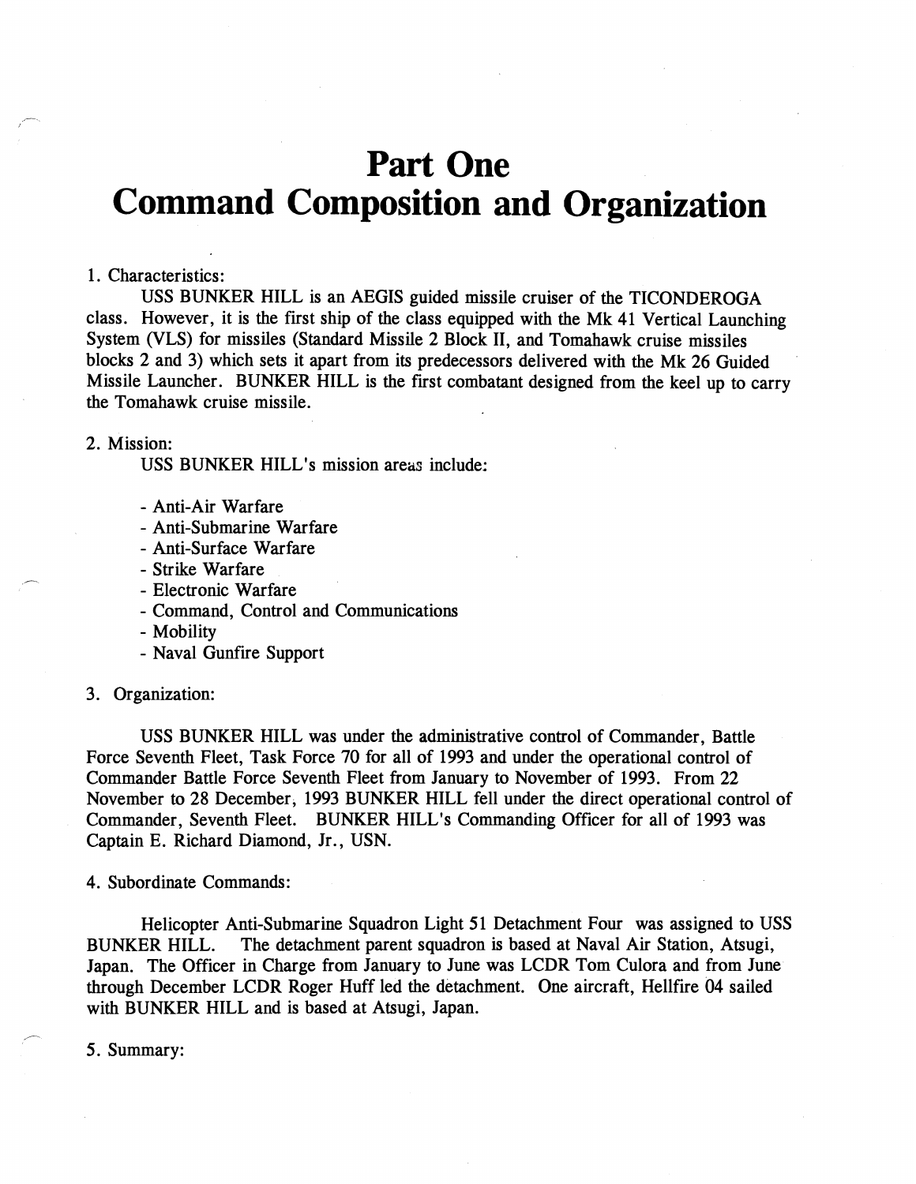# Part One
# Command Composition and Organization

1. Characteristics:

USS BUNKER HILL is an AEGIS guided missile cruiser of the TICONDEROGA class. However, it is the first ship of the class equipped with the Mk 41 Vertical Launching System (VLS) for missiles (Standard Missile 2 Block II, and Tomahawk cruise missiles blocks 2 and 3) which sets it apart from its predecessors delivered with the Mk 26 Guided Missile Launcher. BUNKER HILL is the first combatant designed from the keel up to carry the Tomahawk cruise missile.

2. Mission:

USS BUNKER HILL's mission areas include:

- Anti-Air Warfare
- Anti-Submarine Warfare
- Anti-Surface Warfare
- Strike Warfare
- Electronic Warfare
- Command, Control and Communications
- Mobility
- Naval Gunfire Support

3. Organization:

USS BUNKER HILL was under the administrative control of Commander, Battle Force Seventh Fleet, Task Force 70 for all of 1993 and under the operational control of Commander Battle Force Seventh Fleet from January to November of 1993. From 22 November to 28 December, 1993 BUNKER HILL fell under the direct operational control of Commander, Seventh Fleet. BUNKER HILL's Commanding Officer for all of 1993 was Captain E. Richard Diamond, Jr., USN.

4. Subordinate Commands:

Helicopter Anti-Submarine Squadron Light 51 Detachment Four was assigned to USS BUNKER HILL. The detachment parent squadron is based at Naval Air Station, Atsugi, Japan. The Officer in Charge from January to June was LCDR Tom Culora and from June through December LCDR Roger Huff led the detachment. One aircraft, Hellfire 04 sailed with BUNKER HILL and is based at Atsugi, Japan.

5. Summary: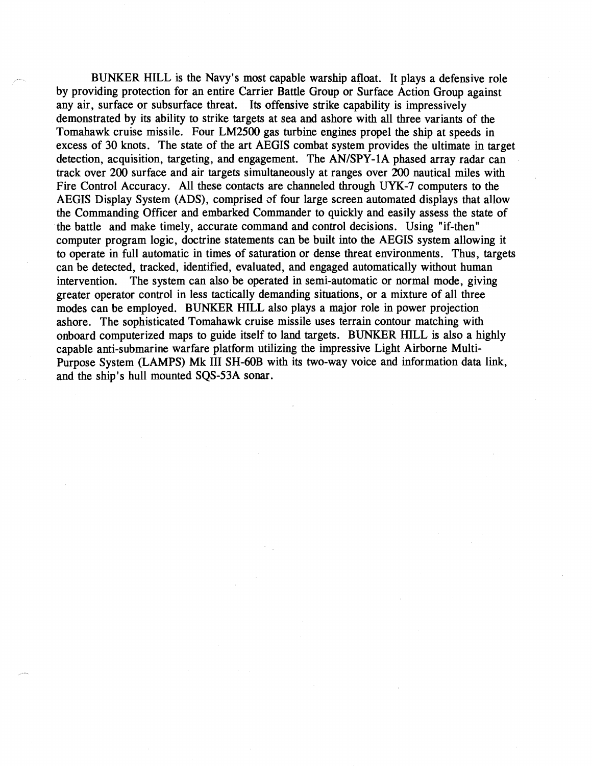BUNKER HILL is the Navy's most capable warship afloat. It plays a defensive role by providing protection for an entire Carrier Battle Group or Surface Action Group against any air, surface or subsurface threat. Its offensive strike capability is impressively demonstrated by its ability to strike targets at sea and ashore with all three variants of the Tomahawk cruise missile. Four LM2500 gas turbine engines propel the ship at speeds in excess of 30 knots. The state of the art AEGIS combat system provides the ultimate in target detection, acquisition, targeting, and engagement. The AN/SPY-1A phased array radar can track over 200 surface and air targets simultaneously at ranges over 200 nautical miles with Fire Control Accuracy. All these contacts are channeled through UYK-7 computers to the AEGIS Display System (ADS), comprised of four large screen automated displays that allow the Commanding Officer and embarked Commander to quickly and easily assess the state of the battle and make timely, accurate command and control decisions. Using "if-then" computer program logic, doctrine statements can be built into the AEGIS system allowing it to operate in full automatic in times of saturation or dense threat environments. Thus, targets can be detected, tracked, identified, evaluated, and engaged automatically without human intervention. The system can also be operated in semi-automatic or normal mode, giving greater operator control in less tactically demanding situations, or a mixture of all three modes can be employed. BUNKER HILL also plays a major role in power projection ashore. The sophisticated Tomahawk cruise missile uses terrain contour matching with onboard computerized maps to guide itself to land targets. BUNKER HILL is also a highly capable anti-submarine warfare platform utilizing the impressive Light Airborne Multi-Purpose System (LAMPS) Mk III SH-60B with its two-way voice and information data link, and the ship's hull mounted SQS-53A sonar.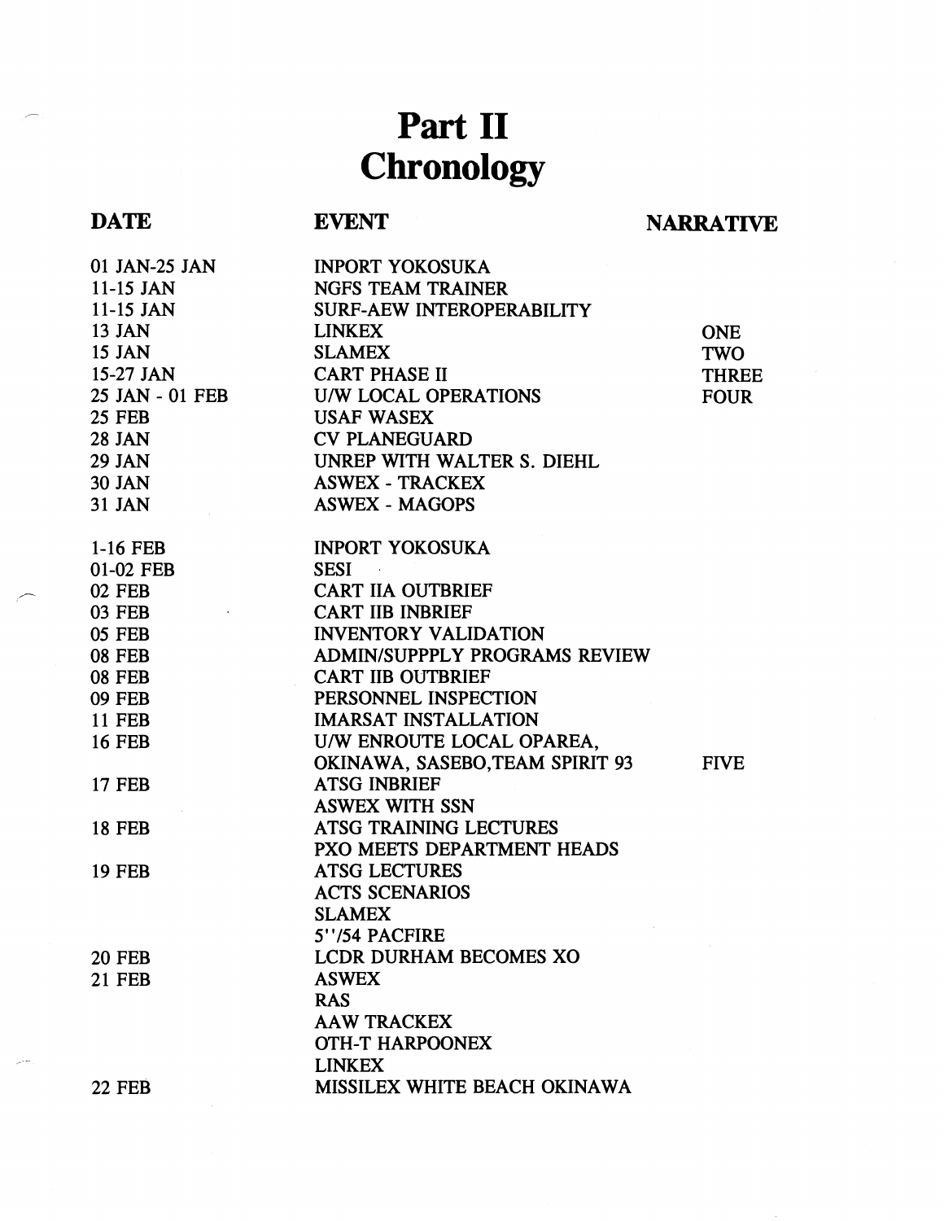# Part II
# Chronology

| DATE | EVENT | NARRATIVE |
|---|---|---|
| 01 JAN-25 JAN | INPORT YOKOSUKA | |
| 11-15 JAN | NGFS TEAM TRAINER | |
| 11-15 JAN | SURF-AEW INTEROPERABILITY | |
| 13 JAN | LINKEX | ONE |
| 15 JAN | SLAMEX | TWO |
| 15-27 JAN | CART PHASE II | THREE |
| 25 JAN - 01 FEB | U/W LOCAL OPERATIONS | FOUR |
| 25 FEB | USAF WASEX | |
| 28 JAN | CV PLANEGUARD | |
| 29 JAN | UNREP WITH WALTER S. DIEHL | |
| 30 JAN | ASWEX - TRACKEX | |
| 31 JAN | ASWEX - MAGOPS | |
| | | |
| 1-16 FEB | INPORT YOKOSUKA | |
| 01-02 FEB | SESI | |
| 02 FEB | CART IIA OUTBRIEF | |
| 03 FEB | CART IIB INBRIEF | |
| 05 FEB | INVENTORY VALIDATION | |
| 08 FEB | ADMIN/SUPPPLY PROGRAMS REVIEW | |
| 08 FEB | CART IIB OUTBRIEF | |
| 09 FEB | PERSONNEL INSPECTION | |
| 11 FEB | IMARSAT INSTALLATION | |
| 16 FEB | U/W ENROUTE LOCAL OPAREA, OKINAWA, SASEBO,TEAM SPIRIT 93 | FIVE |
| 17 FEB | ATSG INBRIEF | |
| | ASWEX WITH SSN | |
| 18 FEB | ATSG TRAINING LECTURES | |
| | PXO MEETS DEPARTMENT HEADS | |
| 19 FEB | ATSG LECTURES | |
| | ACTS SCENARIOS | |
| | SLAMEX | |
| | 5"/54 PACFIRE | |
| 20 FEB | LCDR DURHAM BECOMES XO | |
| 21 FEB | ASWEX | |
| | RAS | |
| | AAW TRACKEX | |
| | OTH-T HARPOONEX | |
| | LINKEX | |
| 22 FEB | MISSILEX WHITE BEACH OKINAWA | |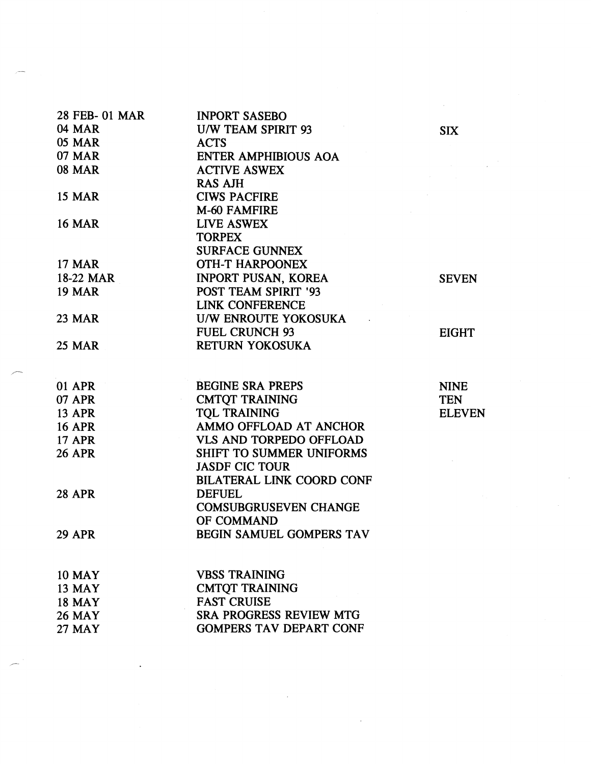| | | |
|---|---|---|
| 28 FEB- 01 MAR | INPORT SASEBO | |
| 04 MAR | U/W TEAM SPIRIT 93 | SIX |
| 05 MAR | ACTS | |
| 07 MAR | ENTER AMPHIBIOUS AOA | |
| 08 MAR | ACTIVE ASWEX | |
| | RAS AJH | |
| 15 MAR | CIWS PACFIRE | |
| | M-60 FAMFIRE | |
| 16 MAR | LIVE ASWEX | |
| | TORPEX | |
| | SURFACE GUNNEX | |
| 17 MAR | OTH-T HARPOONEX | |
| 18-22 MAR | INPORT PUSAN, KOREA | SEVEN |
| 19 MAR | POST TEAM SPIRIT '93 | |
| | LINK CONFERENCE | |
| 23 MAR | U/W ENROUTE YOKOSUKA | |
| | FUEL CRUNCH 93 | EIGHT |
| 25 MAR | RETURN YOKOSUKA | |
| | | |
| 01 APR | BEGINE SRA PREPS | NINE |
| 07 APR | CMTQT TRAINING | TEN |
| 13 APR | TQL TRAINING | ELEVEN |
| 16 APR | AMMO OFFLOAD AT ANCHOR | |
| 17 APR | VLS AND TORPEDO OFFLOAD | |
| 26 APR | SHIFT TO SUMMER UNIFORMS | |
| | JASDF CIC TOUR | |
| | BILATERAL LINK COORD CONF | |
| 28 APR | DEFUEL | |
| | COMSUBGRUSEVEN CHANGE OF COMMAND | |
| 29 APR | BEGIN SAMUEL GOMPERS TAV | |
| | | |
| 10 MAY | VBSS TRAINING | |
| 13 MAY | CMTQT TRAINING | |
| 18 MAY | FAST CRUISE | |
| 26 MAY | SRA PROGRESS REVIEW MTG | |
| 27 MAY | GOMPERS TAV DEPART CONF | |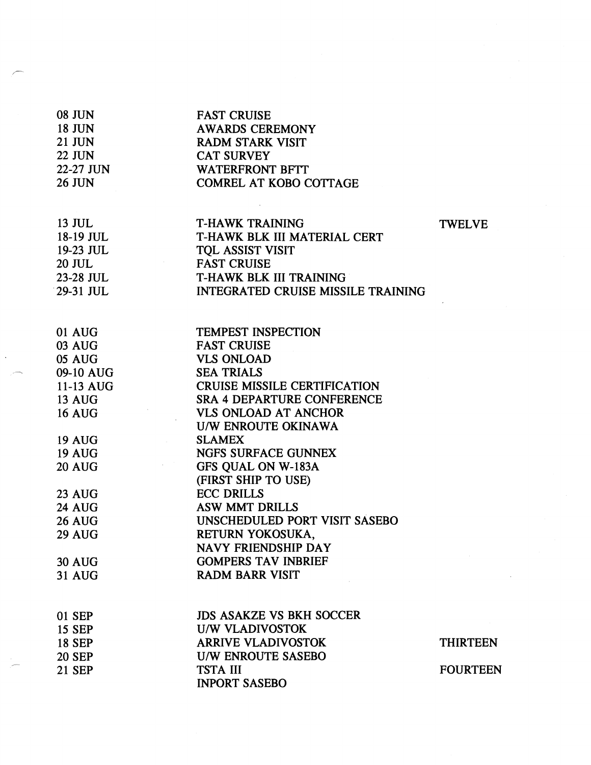| | | |
|---|---|---|
| 08 JUN | FAST CRUISE | |
| 18 JUN | AWARDS CEREMONY | |
| 21 JUN | RADM STARK VISIT | |
| 22 JUN | CAT SURVEY | |
| 22-27 JUN | WATERFRONT BFTT | |
| 26 JUN | COMREL AT KOBO COTTAGE | |
| | | |
| 13 JUL | T-HAWK TRAINING | TWELVE |
| 18-19 JUL | T-HAWK BLK III MATERIAL CERT | |
| 19-23 JUL | TQL ASSIST VISIT | |
| 20 JUL | FAST CRUISE | |
| 23-28 JUL | T-HAWK BLK III TRAINING | |
| 29-31 JUL | INTEGRATED CRUISE MISSILE TRAINING | |
| | | |
| 01 AUG | TEMPEST INSPECTION | |
| 03 AUG | FAST CRUISE | |
| 05 AUG | VLS ONLOAD | |
| 09-10 AUG | SEA TRIALS | |
| 11-13 AUG | CRUISE MISSILE CERTIFICATION | |
| 13 AUG | SRA 4 DEPARTURE CONFERENCE | |
| 16 AUG | VLS ONLOAD AT ANCHOR | |
| | U/W ENROUTE OKINAWA | |
| 19 AUG | SLAMEX | |
| 19 AUG | NGFS SURFACE GUNNEX | |
| 20 AUG | GFS QUAL ON W-183A | |
| | (FIRST SHIP TO USE) | |
| 23 AUG | ECC DRILLS | |
| 24 AUG | ASW MMT DRILLS | |
| 26 AUG | UNSCHEDULED PORT VISIT SASEBO | |
| 29 AUG | RETURN YOKOSUKA, | |
| | NAVY FRIENDSHIP DAY | |
| 30 AUG | GOMPERS TAV INBRIEF | |
| 31 AUG | RADM BARR VISIT | |
| | | |
| 01 SEP | JDS ASAKZE VS BKH SOCCER | |
| 15 SEP | U/W VLADIVOSTOK | |
| 18 SEP | ARRIVE VLADIVOSTOK | THIRTEEN |
| 20 SEP | U/W ENROUTE SASEBO | |
| 21 SEP | TSTA III | FOURTEEN |
| | INPORT SASEBO | |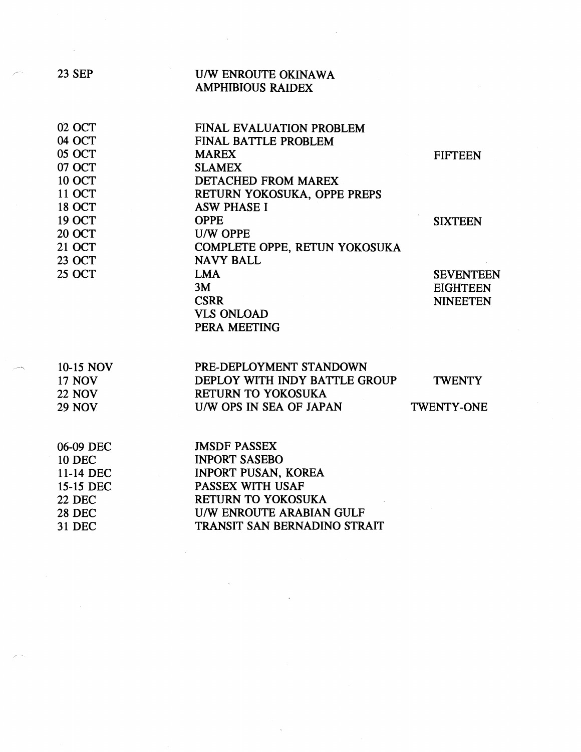| | | |
|---|---|---|
| 23 SEP | U/W ENROUTE OKINAWA | |
| | AMPHIBIOUS RAIDEX | |
| | | |
| 02 OCT | FINAL EVALUATION PROBLEM | |
| 04 OCT | FINAL BATTLE PROBLEM | |
| 05 OCT | MAREX | FIFTEEN |
| 07 OCT | SLAMEX | |
| 10 OCT | DETACHED FROM MAREX | |
| 11 OCT | RETURN YOKOSUKA, OPPE PREPS | |
| 18 OCT | ASW PHASE I | |
| 19 OCT | OPPE | SIXTEEN |
| 20 OCT | U/W OPPE | |
| 21 OCT | COMPLETE OPPE, RETUN YOKOSUKA | |
| 23 OCT | NAVY BALL | |
| 25 OCT | LMA | SEVENTEEN |
| | 3M | EIGHTEEN |
| | CSRR | NINEETEN |
| | VLS ONLOAD | |
| | PERA MEETING | |
| | | |
| 10-15 NOV | PRE-DEPLOYMENT STANDOWN | |
| 17 NOV | DEPLOY WITH INDY BATTLE GROUP | TWENTY |
| 22 NOV | RETURN TO YOKOSUKA | |
| 29 NOV | U/W OPS IN SEA OF JAPAN | TWENTY-ONE |
| | | |
| 06-09 DEC | JMSDF PASSEX | |
| 10 DEC | INPORT SASEBO | |
| 11-14 DEC | INPORT PUSAN, KOREA | |
| 15-15 DEC | PASSEX WITH USAF | |
| 22 DEC | RETURN TO YOKOSUKA | |
| 28 DEC | U/W ENROUTE ARABIAN GULF | |
| 31 DEC | TRANSIT SAN BERNADINO STRAIT | |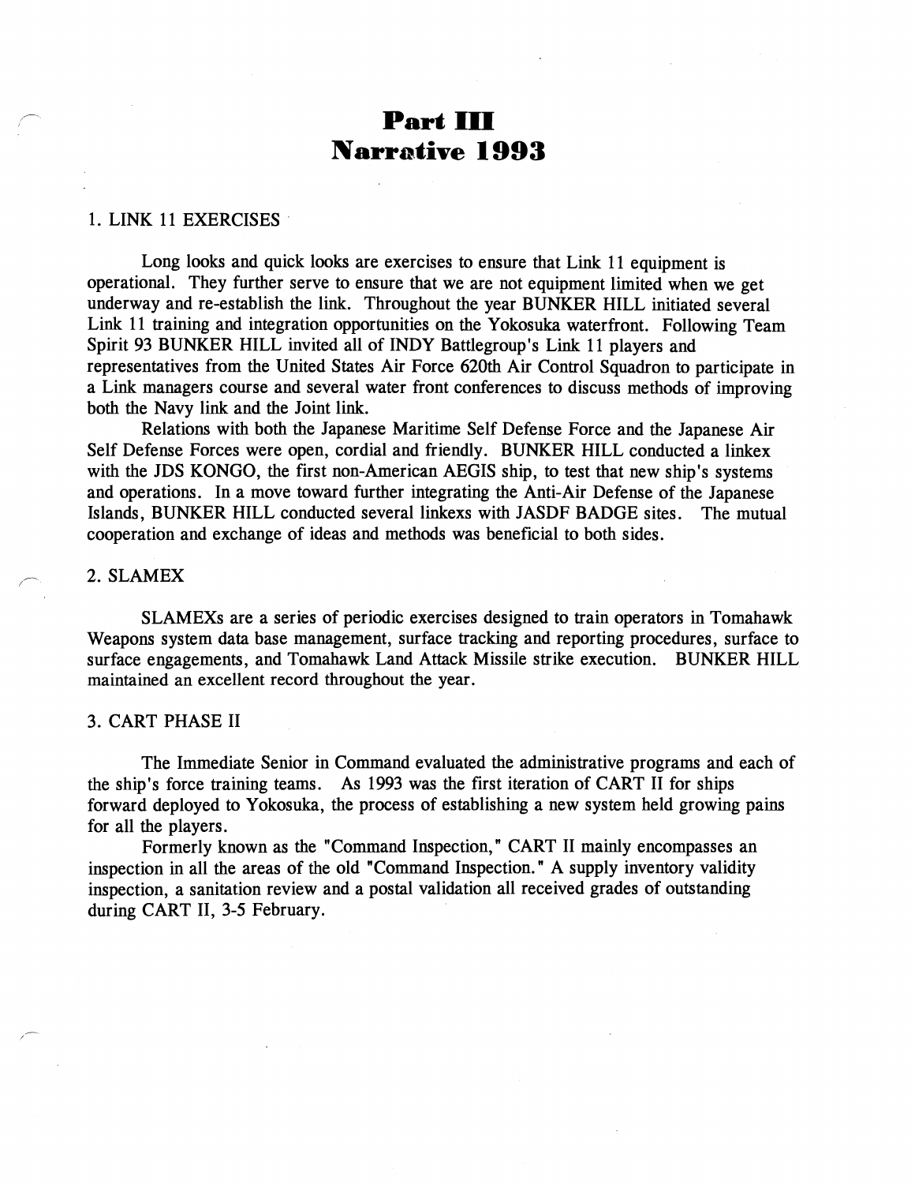# Part III
# Narrative 1993

## 1. LINK 11 EXERCISES

Long looks and quick looks are exercises to ensure that Link 11 equipment is operational. They further serve to ensure that we are not equipment limited when we get underway and re-establish the link. Throughout the year BUNKER HILL initiated several Link 11 training and integration opportunities on the Yokosuka waterfront. Following Team Spirit 93 BUNKER HILL invited all of INDY Battlegroup's Link 11 players and representatives from the United States Air Force 620th Air Control Squadron to participate in a Link managers course and several water front conferences to discuss methods of improving both the Navy link and the Joint link.

Relations with both the Japanese Maritime Self Defense Force and the Japanese Air Self Defense Forces were open, cordial and friendly. BUNKER HILL conducted a linkex with the JDS KONGO, the first non-American AEGIS ship, to test that new ship's systems and operations. In a move toward further integrating the Anti-Air Defense of the Japanese Islands, BUNKER HILL conducted several linkexs with JASDF BADGE sites. The mutual cooperation and exchange of ideas and methods was beneficial to both sides.

## 2. SLAMEX

SLAMEXs are a series of periodic exercises designed to train operators in Tomahawk Weapons system data base management, surface tracking and reporting procedures, surface to surface engagements, and Tomahawk Land Attack Missile strike execution. BUNKER HILL maintained an excellent record throughout the year.

## 3. CART PHASE II

The Immediate Senior in Command evaluated the administrative programs and each of the ship's force training teams. As 1993 was the first iteration of CART II for ships forward deployed to Yokosuka, the process of establishing a new system held growing pains for all the players.

Formerly known as the "Command Inspection," CART II mainly encompasses an inspection in all the areas of the old "Command Inspection." A supply inventory validity inspection, a sanitation review and a postal validation all received grades of outstanding during CART II, 3-5 February.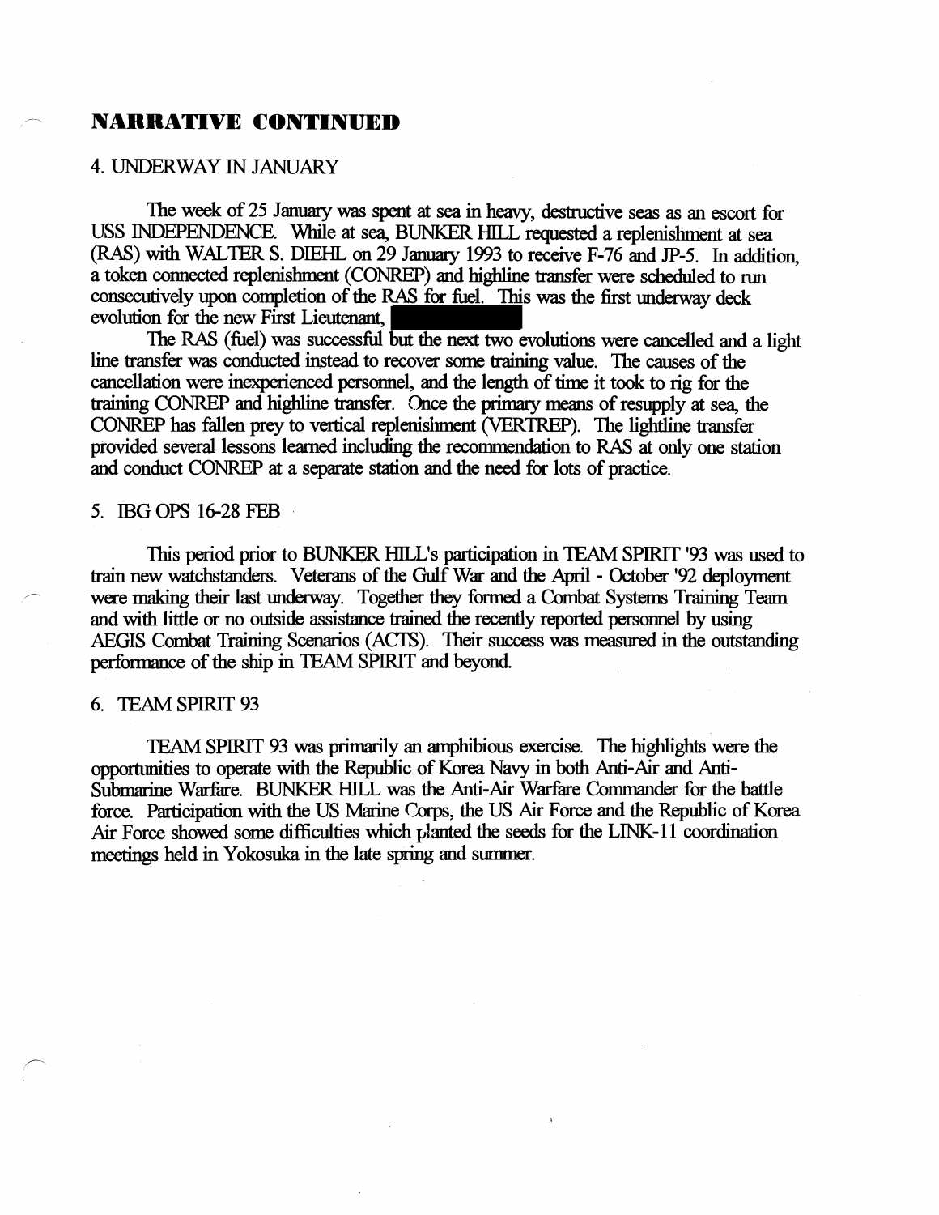# NARRATIVE CONTINUED

4. UNDERWAY IN JANUARY

The week of 25 January was spent at sea in heavy, destructive seas as an escort for USS INDEPENDENCE. While at sea, BUNKER HILL requested a replenishment at sea (RAS) with WALTER S. DIEHL on 29 January 1993 to receive F-76 and JP-5. In addition, a token connected replenishment (CONREP) and highline transfer were scheduled to run consecutively upon completion of the RAS for fuel. This was the first underway deck evolution for the new First Lieutenant,

The RAS (fuel) was successful but the next two evolutions were cancelled and a light line transfer was conducted instead to recover some training value. The causes of the cancellation were inexperienced personnel, and the length of time it took to rig for the training CONREP and highline transfer. Once the primary means of resupply at sea, the CONREP has fallen prey to vertical replenishment (VERTREP). The lightline transfer provided several lessons learned including the recommendation to RAS at only one station and conduct CONREP at a separate station and the need for lots of practice.

5. IBG OPS 16-28 FEB

This period prior to BUNKER HILL's participation in TEAM SPIRIT '93 was used to train new watchstanders. Veterans of the Gulf War and the April - October '92 deployment were making their last underway. Together they formed a Combat Systems Training Team and with little or no outside assistance trained the recently reported personnel by using AEGIS Combat Training Scenarios (ACTS). Their success was measured in the outstanding performance of the ship in TEAM SPIRIT and beyond.

6. TEAM SPIRIT 93

TEAM SPIRIT 93 was primarily an amphibious exercise. The highlights were the opportunities to operate with the Republic of Korea Navy in both Anti-Air and Anti-Submarine Warfare. BUNKER HILL was the Anti-Air Warfare Commander for the battle force. Participation with the US Marine Corps, the US Air Force and the Republic of Korea Air Force showed some difficulties which planted the seeds for the LINK-11 coordination meetings held in Yokosuka in the late spring and summer.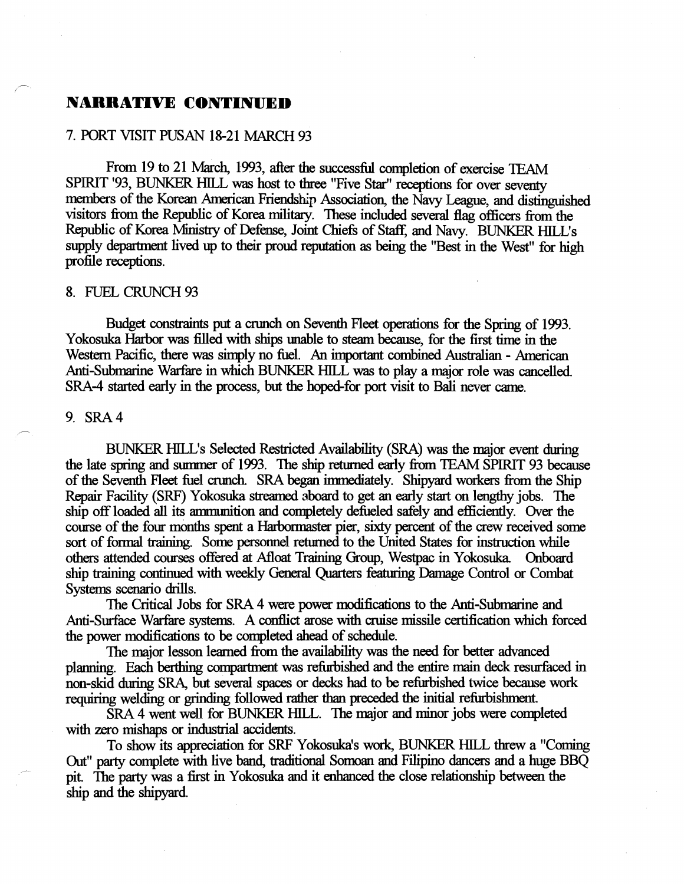## NARRATIVE CONTINUED

### 7. PORT VISIT PUSAN 18-21 MARCH 93

From 19 to 21 March, 1993, after the successful completion of exercise TEAM SPIRIT '93, BUNKER HILL was host to three "Five Star" receptions for over seventy members of the Korean American Friendship Association, the Navy League, and distinguished visitors from the Republic of Korea military. These included several flag officers from the Republic of Korea Ministry of Defense, Joint Chiefs of Staff, and Navy. BUNKER HILL's supply department lived up to their proud reputation as being the "Best in the West" for high profile receptions.

### 8. FUEL CRUNCH 93

Budget constraints put a crunch on Seventh Fleet operations for the Spring of 1993. Yokosuka Harbor was filled with ships unable to steam because, for the first time in the Western Pacific, there was simply no fuel. An important combined Australian - American Anti-Submarine Warfare in which BUNKER HILL was to play a major role was cancelled. SRA-4 started early in the process, but the hoped-for port visit to Bali never came.

### 9. SRA 4

BUNKER HILL's Selected Restricted Availability (SRA) was the major event during the late spring and summer of 1993. The ship returned early from TEAM SPIRIT 93 because of the Seventh Fleet fuel crunch. SRA began immediately. Shipyard workers from the Ship Repair Facility (SRF) Yokosuka streamed aboard to get an early start on lengthy jobs. The ship off loaded all its ammunition and completely defueled safely and efficiently. Over the course of the four months spent a Harbormaster pier, sixty percent of the crew received some sort of formal training. Some personnel returned to the United States for instruction while others attended courses offered at Afloat Training Group, Westpac in Yokosuka. Onboard ship training continued with weekly General Quarters featuring Damage Control or Combat Systems scenario drills.

The Critical Jobs for SRA 4 were power modifications to the Anti-Submarine and Anti-Surface Warfare systems. A conflict arose with cruise missile certification which forced the power modifications to be completed ahead of schedule.

The major lesson learned from the availability was the need for better advanced planning. Each berthing compartment was refurbished and the entire main deck resurfaced in non-skid during SRA, but several spaces or decks had to be refurbished twice because work requiring welding or grinding followed rather than preceded the initial refurbishment.

SRA 4 went well for BUNKER HILL. The major and minor jobs were completed with zero mishaps or industrial accidents.

To show its appreciation for SRF Yokosuka's work, BUNKER HILL threw a "Coming Out" party complete with live band, traditional Somoan and Filipino dancers and a huge BBQ pit. The party was a first in Yokosuka and it enhanced the close relationship between the ship and the shipyard.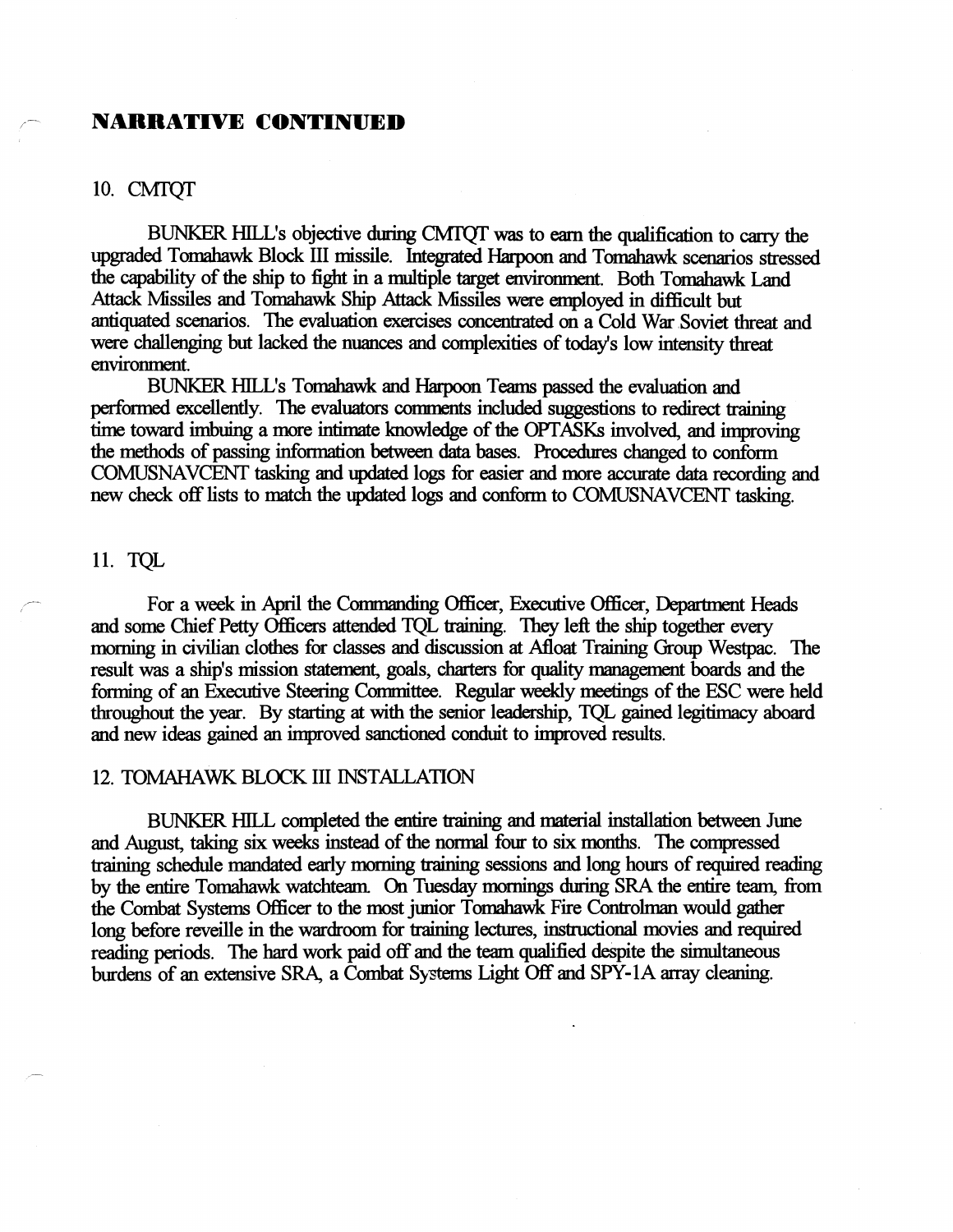# NARRATIVE CONTINUED

## 10. CMTQT

BUNKER HILL's objective during CMTQT was to earn the qualification to carry the upgraded Tomahawk Block III missile. Integrated Harpoon and Tomahawk scenarios stressed the capability of the ship to fight in a multiple target environment. Both Tomahawk Land Attack Missiles and Tomahawk Ship Attack Missiles were employed in difficult but antiquated scenarios. The evaluation exercises concentrated on a Cold War Soviet threat and were challenging but lacked the nuances and complexities of today's low intensity threat environment.

BUNKER HILL's Tomahawk and Harpoon Teams passed the evaluation and performed excellently. The evaluators comments included suggestions to redirect training time toward imbuing a more intimate knowledge of the OPTASKs involved, and improving the methods of passing information between data bases. Procedures changed to conform COMUSNAVCENT tasking and updated logs for easier and more accurate data recording and new check off lists to match the updated logs and conform to COMUSNAVCENT tasking.

## 11. TQL

For a week in April the Commanding Officer, Executive Officer, Department Heads and some Chief Petty Officers attended TQL training. They left the ship together every morning in civilian clothes for classes and discussion at Afloat Training Group Westpac. The result was a ship's mission statement, goals, charters for quality management boards and the forming of an Executive Steering Committee. Regular weekly meetings of the ESC were held throughout the year. By starting at with the senior leadership, TQL gained legitimacy aboard and new ideas gained an improved sanctioned conduit to improved results.

## 12. TOMAHAWK BLOCK III INSTALLATION

BUNKER HILL completed the entire training and material installation between June and August, taking six weeks instead of the normal four to six months. The compressed training schedule mandated early morning training sessions and long hours of required reading by the entire Tomahawk watchteam. On Tuesday mornings during SRA the entire team, from the Combat Systems Officer to the most junior Tomahawk Fire Controlman would gather long before reveille in the wardroom for training lectures, instructional movies and required reading periods. The hard work paid off and the team qualified despite the simultaneous burdens of an extensive SRA, a Combat Systems Light Off and SPY-1A array cleaning.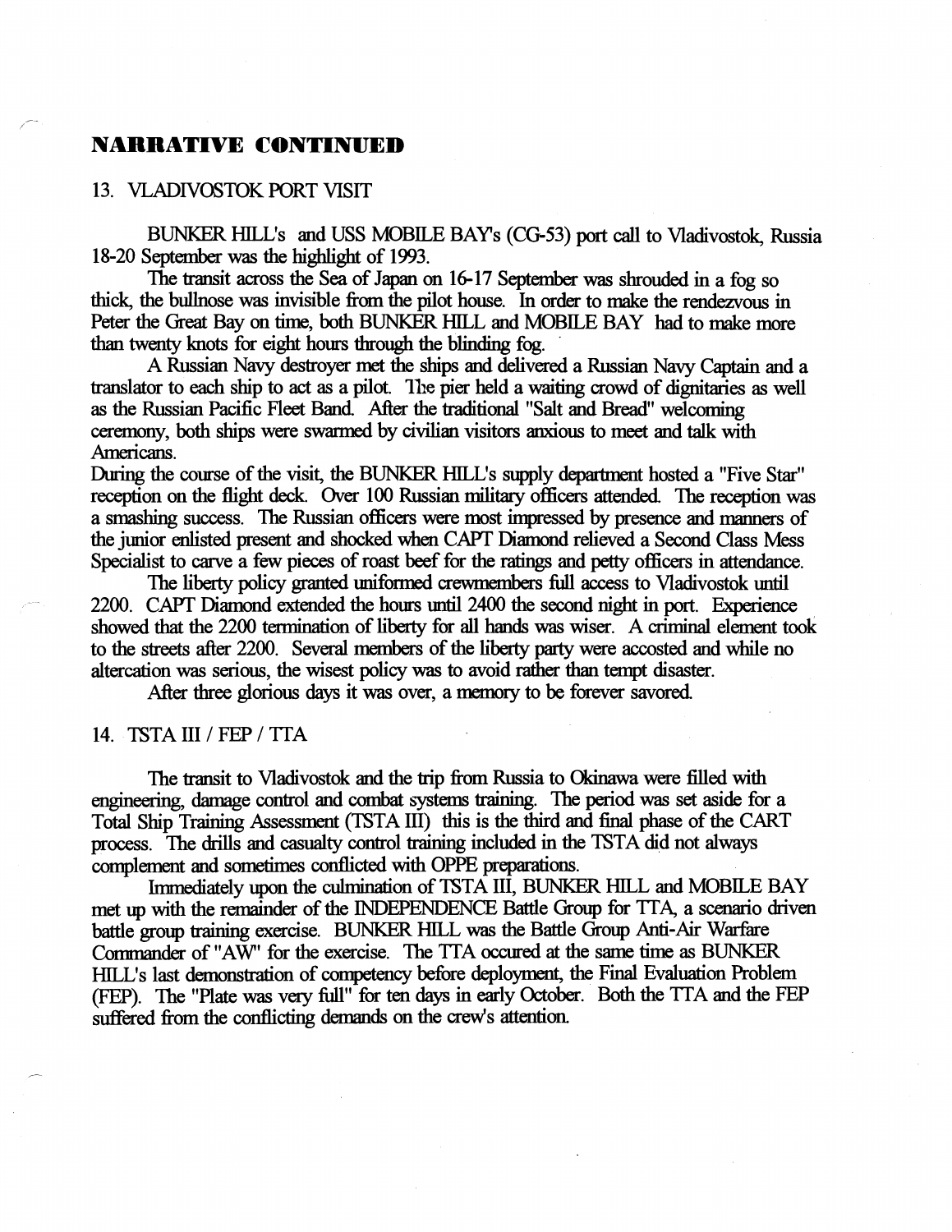## NARRATIVE CONTINUED

### 13. VLADIVOSTOK PORT VISIT

BUNKER HILL's and USS MOBILE BAY's (CG-53) port call to Vladivostok, Russia 18-20 September was the highlight of 1993.

The transit across the Sea of Japan on 16-17 September was shrouded in a fog so thick, the bullnose was invisible from the pilot house. In order to make the rendezvous in Peter the Great Bay on time, both BUNKER HILL and MOBILE BAY had to make more than twenty knots for eight hours through the blinding fog.

A Russian Navy destroyer met the ships and delivered a Russian Navy Captain and a translator to each ship to act as a pilot. The pier held a waiting crowd of dignitaries as well as the Russian Pacific Fleet Band. After the traditional "Salt and Bread" welcoming ceremony, both ships were swarmed by civilian visitors anxious to meet and talk with Americans.

During the course of the visit, the BUNKER HILL's supply department hosted a "Five Star" reception on the flight deck. Over 100 Russian military officers attended. The reception was a smashing success. The Russian officers were most impressed by presence and manners of the junior enlisted present and shocked when CAPT Diamond relieved a Second Class Mess Specialist to carve a few pieces of roast beef for the ratings and petty officers in attendance.

The liberty policy granted uniformed crewmembers full access to Vladivostok until 2200. CAPT Diamond extended the hours until 2400 the second night in port. Experience showed that the 2200 termination of liberty for all hands was wiser. A criminal element took to the streets after 2200. Several members of the liberty party were accosted and while no altercation was serious, the wisest policy was to avoid rather than tempt disaster.

After three glorious days it was over, a memory to be forever savored.

### 14. TSTA III / FEP / TTA

The transit to Vladivostok and the trip from Russia to Okinawa were filled with engineering, damage control and combat systems training. The period was set aside for a Total Ship Training Assessment (TSTA III) this is the third and final phase of the CART process. The drills and casualty control training included in the TSTA did not always complement and sometimes conflicted with OPPE preparations.

Immediately upon the culmination of TSTA III, BUNKER HILL and MOBILE BAY met up with the remainder of the INDEPENDENCE Battle Group for TTA, a scenario driven battle group training exercise. BUNKER HILL was the Battle Group Anti-Air Warfare Commander of "AW" for the exercise. The TTA occured at the same time as BUNKER HILL's last demonstration of competency before deployment, the Final Evaluation Problem (FEP). The "Plate was very full" for ten days in early October. Both the TTA and the FEP suffered from the conflicting demands on the crew's attention.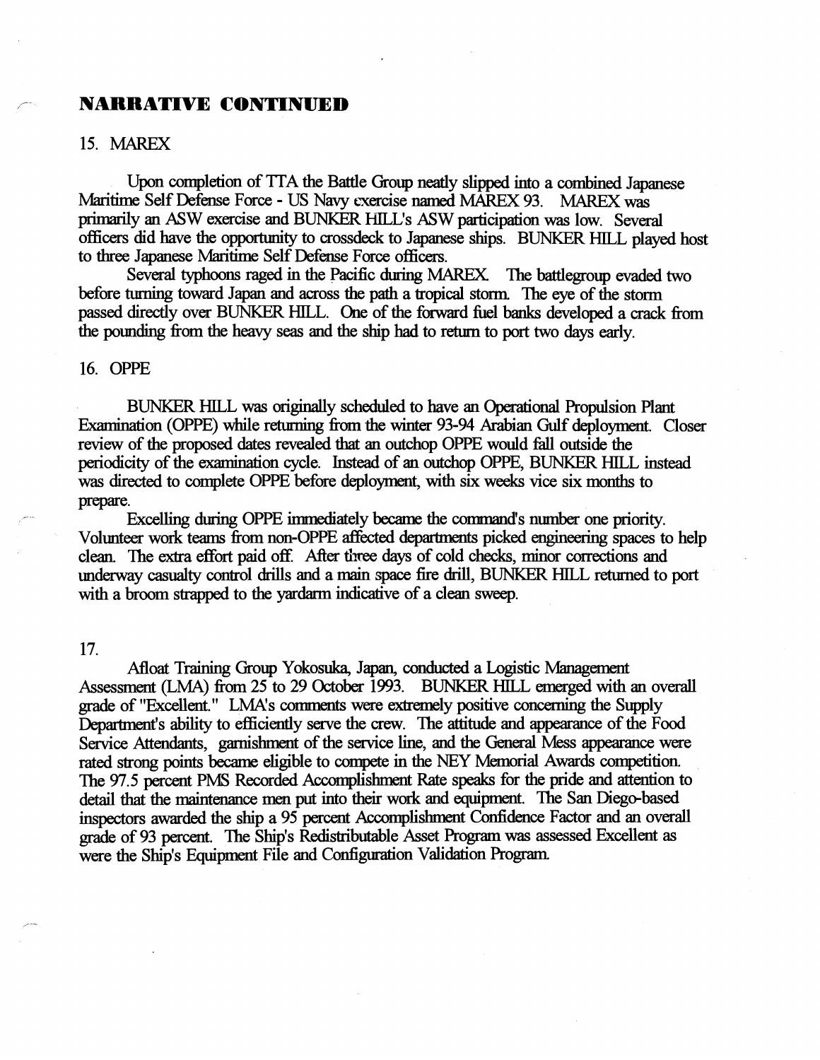## NARRATIVE CONTINUED

15. MAREX

Upon completion of TTA the Battle Group neatly slipped into a combined Japanese Maritime Self Defense Force - US Navy exercise named MAREX 93. MAREX was primarily an ASW exercise and BUNKER HILL's ASW participation was low. Several officers did have the opportunity to crossdeck to Japanese ships. BUNKER HILL played host to three Japanese Maritime Self Defense Force officers.

Several typhoons raged in the Pacific during MAREX. The battlegroup evaded two before turning toward Japan and across the path a tropical storm. The eye of the storm passed directly over BUNKER HILL. One of the forward fuel banks developed a crack from the pounding from the heavy seas and the ship had to return to port two days early.

16. OPPE

BUNKER HILL was originally scheduled to have an Operational Propulsion Plant Examination (OPPE) while returning from the winter 93-94 Arabian Gulf deployment. Closer review of the proposed dates revealed that an outchop OPPE would fall outside the periodicity of the examination cycle. Instead of an outchop OPPE, BUNKER HILL instead was directed to complete OPPE before deployment, with six weeks vice six months to prepare.

Excelling during OPPE immediately became the command's number one priority. Volunteer work teams from non-OPPE affected departments picked engineering spaces to help clean. The extra effort paid off. After three days of cold checks, minor corrections and underway casualty control drills and a main space fire drill, BUNKER HILL returned to port with a broom strapped to the yardarm indicative of a clean sweep.

17.

Afloat Training Group Yokosuka, Japan, conducted a Logistic Management Assessment (LMA) from 25 to 29 October 1993. BUNKER HILL emerged with an overall grade of "Excellent." LMA's comments were extremely positive concerning the Supply Department's ability to efficiently serve the crew. The attitude and appearance of the Food Service Attendants, garnishment of the service line, and the General Mess appearance were rated strong points became eligible to compete in the NEY Memorial Awards competition. The 97.5 percent PMS Recorded Accomplishment Rate speaks for the pride and attention to detail that the maintenance men put into their work and equipment. The San Diego-based inspectors awarded the ship a 95 percent Accomplishment Confidence Factor and an overall grade of 93 percent. The Ship's Redistributable Asset Program was assessed Excellent as were the Ship's Equipment File and Configuration Validation Program.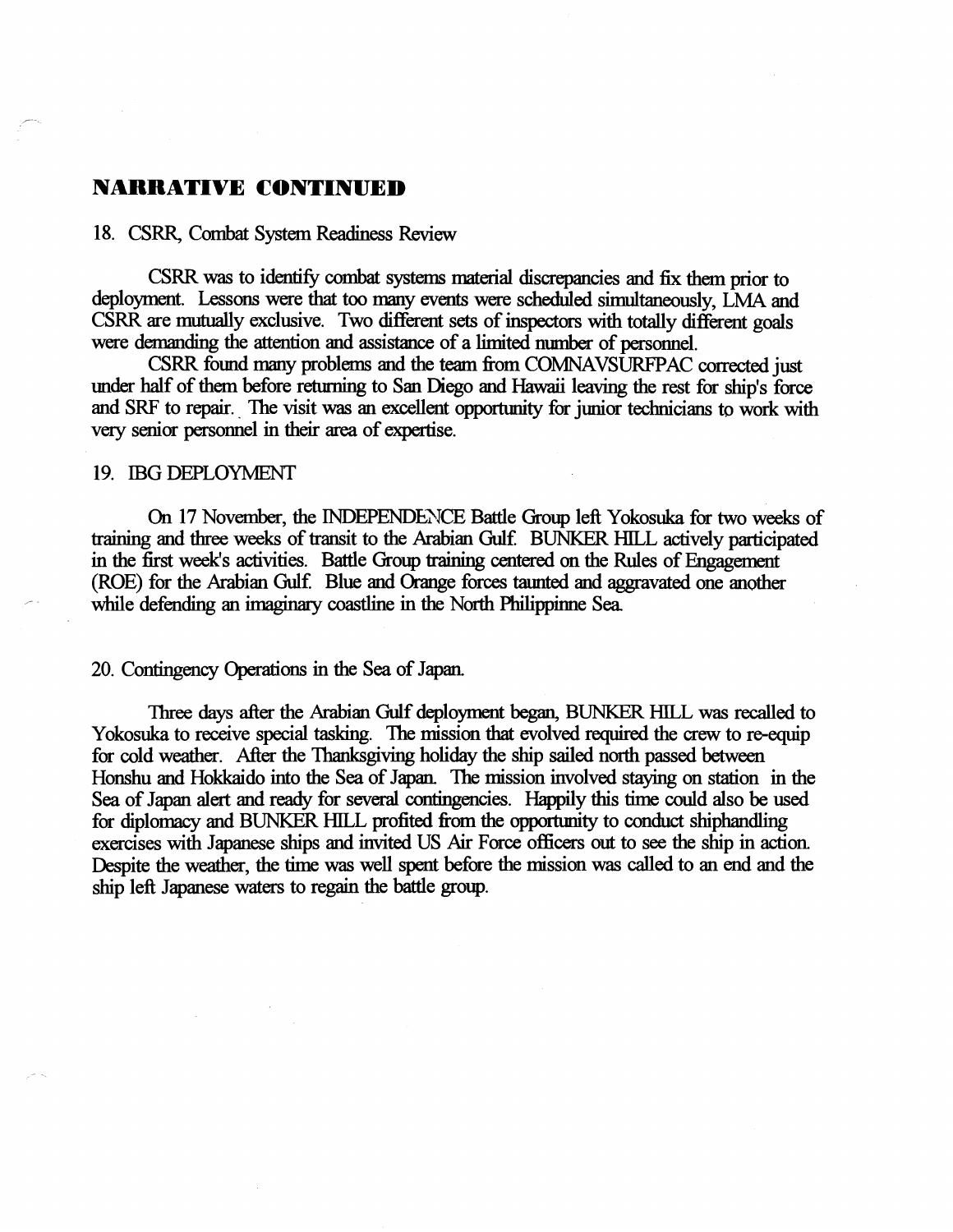## NARRATIVE CONTINUED

18. CSRR, Combat System Readiness Review

CSRR was to identify combat systems material discrepancies and fix them prior to deployment. Lessons were that too many events were scheduled simultaneously, LMA and CSRR are mutually exclusive. Two different sets of inspectors with totally different goals were demanding the attention and assistance of a limited number of personnel.

CSRR found many problems and the team from COMNAVSURFPAC corrected just under half of them before returning to San Diego and Hawaii leaving the rest for ship's force and SRF to repair. The visit was an excellent opportunity for junior technicians to work with very senior personnel in their area of expertise.

19. IBG DEPLOYMENT

On 17 November, the INDEPENDENCE Battle Group left Yokosuka for two weeks of training and three weeks of transit to the Arabian Gulf. BUNKER HILL actively participated in the first week's activities. Battle Group training centered on the Rules of Engagement (ROE) for the Arabian Gulf. Blue and Orange forces taunted and aggravated one another while defending an imaginary coastline in the North Philippinne Sea.

20. Contingency Operations in the Sea of Japan.

Three days after the Arabian Gulf deployment began, BUNKER HILL was recalled to Yokosuka to receive special tasking. The mission that evolved required the crew to re-equip for cold weather. After the Thanksgiving holiday the ship sailed north passed between Honshu and Hokkaido into the Sea of Japan. The mission involved staying on station in the Sea of Japan alert and ready for several contingencies. Happily this time could also be used for diplomacy and BUNKER HILL profited from the opportunity to conduct shiphandling exercises with Japanese ships and invited US Air Force officers out to see the ship in action. Despite the weather, the time was well spent before the mission was called to an end and the ship left Japanese waters to regain the battle group.